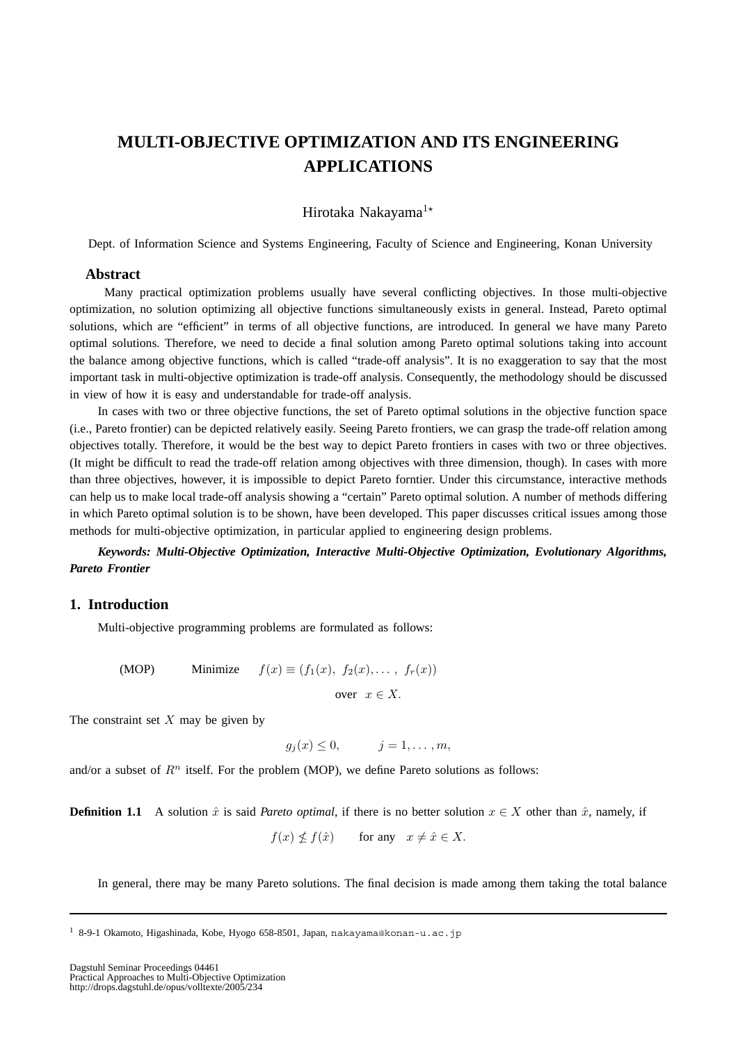# MULTI-OBJECTIVE OPTIMIZATION AND ITS ENGINEERING APPLICATIONS

Hirotaka Nakayama[1⋆]

Dept. of Information Science and Systems Engineering, Faculty of Science and Engineering, Konan University

## Abstract

Many practical optimization problems usually have several conflicting objectives. In those multi-objective optimization, no solution optimizing all objective functions simultaneously exists in general. Instead, Pareto optimal solutions, which are "efficient" in terms of all objective functions, are introduced. In general we have many Pareto optimal solutions. Therefore, we need to decide a final solution among Pareto optimal solutions taking into account the balance among objective functions, which is called "trade-off analysis". It is no exaggeration to say that the most important task in multi-objective optimization is trade-off analysis. Consequently, the methodology should be discussed in view of how it is easy and understandable for trade-off analysis.

In cases with two or three objective functions, the set of Pareto optimal solutions in the objective function space (i.e., Pareto frontier) can be depicted relatively easily. Seeing Pareto frontiers, we can grasp the trade-off relation among objectives totally. Therefore, it would be the best way to depict Pareto frontiers in cases with two or three objectives. (It might be difficult to read the trade-off relation among objectives with three dimension, though). In cases with more than three objectives, however, it is impossible to depict Pareto forntier. Under this circumstance, interactive methods can help us to make local trade-off analysis showing a "certain" Pareto optimal solution. A number of methods differing in which Pareto optimal solution is to be shown, have been developed. This paper discusses critical issues among those methods for multi-objective optimization, in particular applied to engineering design problems.

***Keywords: Multi-Objective Optimization, Interactive Multi-Objective Optimization, Evolutionary Algorithms, Pareto Frontier***

## 1. Introduction

Multi-objective programming problems are formulated as follows:

$$\text{(MOP)} \qquad \text{Minimize} \quad f(x) \equiv (f_1(x),\ f_2(x), \dots ,\ f_r(x))$$

$$\text{over} \quad x \in X.$$

The constraint set $X$ may be given by

$$g_j(x) \leq 0, \qquad j = 1, \dots , m,$$

and/or a subset of $R^n$ itself. For the problem (MOP), we define Pareto solutions as follows:

**Definition 1.1** A solution $\hat{x}$ is said *Pareto optimal*, if there is no better solution $x \in X$ other than $\hat{x}$, namely, if

$$f(x) \nleq f(\hat{x}) \qquad \text{for any} \quad x \neq \hat{x} \in X.$$

In general, there may be many Pareto solutions. The final decision is made among them taking the total balance

[1] 8-9-1 Okamoto, Higashinada, Kobe, Hyogo 658-8501, Japan, nakayama@konan-u.ac.jp

Dagstuhl Seminar Proceedings 04461
Practical Approaches to Multi-Objective Optimization
http://drops.dagstuhl.de/opus/volltexte/2005/234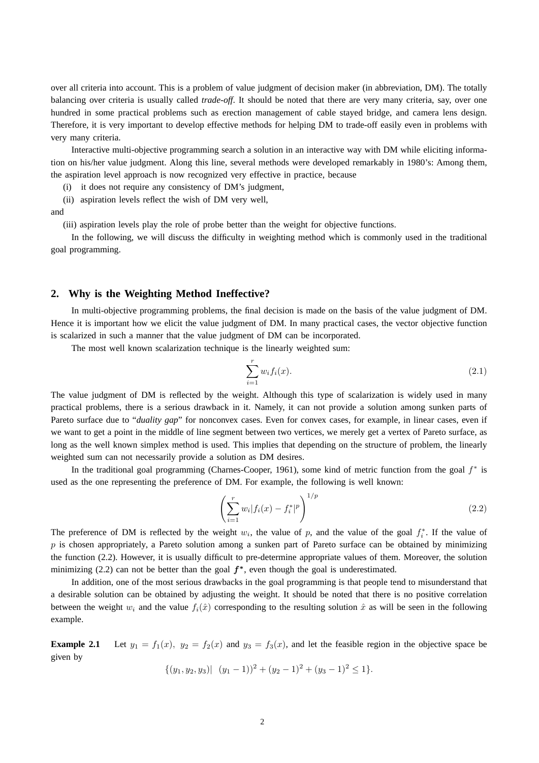over all criteria into account. This is a problem of value judgment of decision maker (in abbreviation, DM). The totally balancing over criteria is usually called *trade-off*. It should be noted that there are very many criteria, say, over one hundred in some practical problems such as erection management of cable stayed bridge, and camera lens design. Therefore, it is very important to develop effective methods for helping DM to trade-off easily even in problems with very many criteria.

Interactive multi-objective programming search a solution in an interactive way with DM while eliciting information on his/her value judgment. Along this line, several methods were developed remarkably in 1980's: Among them, the aspiration level approach is now recognized very effective in practice, because

(i) it does not require any consistency of DM's judgment,

(ii) aspiration levels reflect the wish of DM very well,

and

(iii) aspiration levels play the role of probe better than the weight for objective functions.

In the following, we will discuss the difficulty in weighting method which is commonly used in the traditional goal programming.

## 2. Why is the Weighting Method Ineffective?

In multi-objective programming problems, the final decision is made on the basis of the value judgment of DM. Hence it is important how we elicit the value judgment of DM. In many practical cases, the vector objective function is scalarized in such a manner that the value judgment of DM can be incorporated.

The most well known scalarization technique is the linearly weighted sum:

$$\sum_{i=1}^{r} w_i f_i(x). \tag{2.1}$$

The value judgment of DM is reflected by the weight. Although this type of scalarization is widely used in many practical problems, there is a serious drawback in it. Namely, it can not provide a solution among sunken parts of Pareto surface due to "*duality gap*" for nonconvex cases. Even for convex cases, for example, in linear cases, even if we want to get a point in the middle of line segment between two vertices, we merely get a vertex of Pareto surface, as long as the well known simplex method is used. This implies that depending on the structure of problem, the linearly weighted sum can not necessarily provide a solution as DM desires.

In the traditional goal programming (Charnes-Cooper, 1961), some kind of metric function from the goal $f^*$ is used as the one representing the preference of DM. For example, the following is well known:

$$\left( \sum_{i=1}^{r} w_i |f_i(x) - f_i^*|^p \right)^{1/p} \tag{2.2}$$

The preference of DM is reflected by the weight $w_i$, the value of $p$, and the value of the goal $f_i^*$. If the value of $p$ is chosen appropriately, a Pareto solution among a sunken part of Pareto surface can be obtained by minimizing the function (2.2). However, it is usually difficult to pre-determine appropriate values of them. Moreover, the solution minimizing (2.2) can not be better than the goal $\boldsymbol{f}^*$, even though the goal is underestimated.

In addition, one of the most serious drawbacks in the goal programming is that people tend to misunderstand that a desirable solution can be obtained by adjusting the weight. It should be noted that there is no positive correlation between the weight $w_i$ and the value $f_i(\hat{x})$ corresponding to the resulting solution $\hat{x}$ as will be seen in the following example.

**Example 2.1** Let $y_1 = f_1(x),\ y_2 = f_2(x)$ and $y_3 = f_3(x)$, and let the feasible region in the objective space be given by

$$\{(y_1, y_2, y_3) | \ \ (y_1 - 1))^2 + (y_2 - 1)^2 + (y_3 - 1)^2 \leq 1\}.$$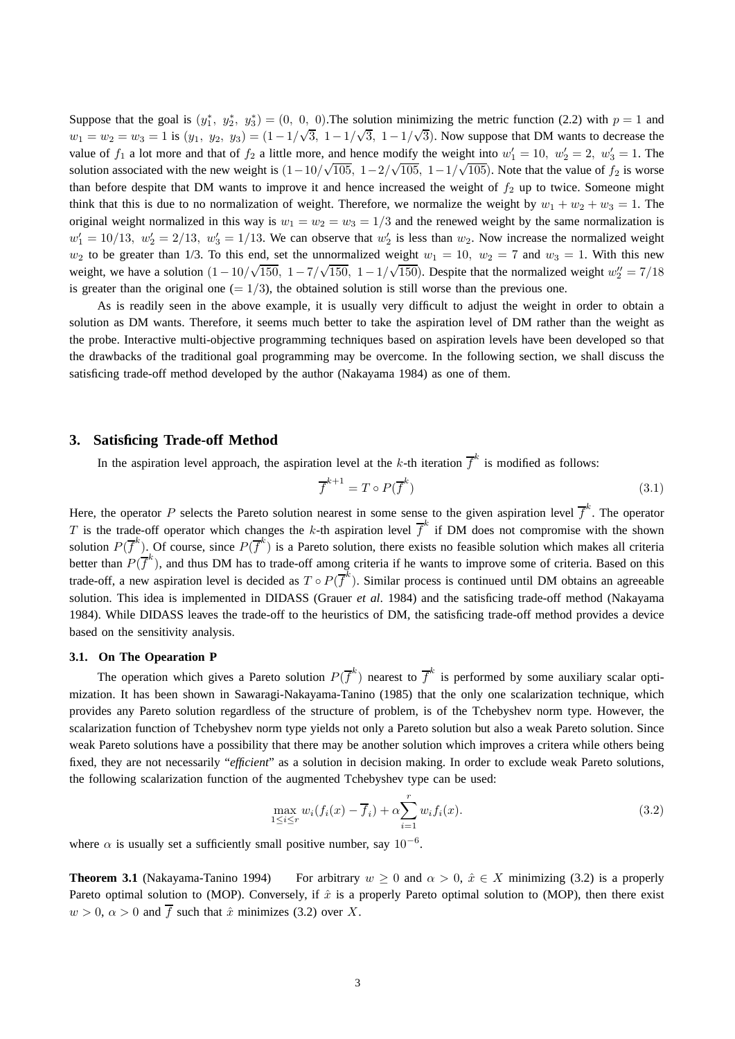Suppose that the goal is $(y_1^*,\ y_2^*,\ y_3^*) = (0,\ 0,\ 0)$.The solution minimizing the metric function (2.2) with $p = 1$ and $w_1 = w_2 = w_3 = 1$ is $(y_1,\ y_2,\ y_3) = (1-1/\sqrt{3},\ 1-1/\sqrt{3},\ 1-1/\sqrt{3})$. Now suppose that DM wants to decrease the value of $f_1$ a lot more and that of $f_2$ a little more, and hence modify the weight into $w_1' = 10,\ w_2' = 2,\ w_3' = 1$. The solution associated with the new weight is $(1-10/\sqrt{105},\ 1-2/\sqrt{105},\ 1-1/\sqrt{105})$. Note that the value of $f_2$ is worse than before despite that DM wants to improve it and hence increased the weight of $f_2$ up to twice. Someone might think that this is due to no normalization of weight. Therefore, we normalize the weight by $w_1 + w_2 + w_3 = 1$. The original weight normalized in this way is $w_1 = w_2 = w_3 = 1/3$ and the renewed weight by the same normalization is $w_1' = 10/13,\ w_2' = 2/13,\ w_3' = 1/13$. We can observe that $w_2'$ is less than $w_2$. Now increase the normalized weight $w_2$ to be greater than 1/3. To this end, set the unnormalized weight $w_1 = 10,\ w_2 = 7$ and $w_3 = 1$. With this new weight, we have a solution $(1-10/\sqrt{150},\ 1-7/\sqrt{150},\ 1-1/\sqrt{150})$. Despite that the normalized weight $w_2'' = 7/18$ is greater than the original one $(= 1/3)$, the obtained solution is still worse than the previous one.

As is readily seen in the above example, it is usually very difficult to adjust the weight in order to obtain a solution as DM wants. Therefore, it seems much better to take the aspiration level of DM rather than the weight as the probe. Interactive multi-objective programming techniques based on aspiration levels have been developed so that the drawbacks of the traditional goal programming may be overcome. In the following section, we shall discuss the satisficing trade-off method developed by the author (Nakayama 1984) as one of them.

## 3. Satisficing Trade-off Method

In the aspiration level approach, the aspiration level at the $k$-th iteration $\overline{f}^k$ is modified as follows:

$$\overline{f}^{k+1} = T \circ P(\overline{f}^k) \tag{3.1}$$

Here, the operator $P$ selects the Pareto solution nearest in some sense to the given aspiration level $\overline{f}^k$. The operator $T$ is the trade-off operator which changes the $k$-th aspiration level $\overline{f}^k$ if DM does not compromise with the shown solution $P(\overline{f}^k)$. Of course, since $P(\overline{f}^k)$ is a Pareto solution, there exists no feasible solution which makes all criteria better than $P(\overline{f}^k)$, and thus DM has to trade-off among criteria if he wants to improve some of criteria. Based on this trade-off, a new aspiration level is decided as $T \circ P(\overline{f}^k)$. Similar process is continued until DM obtains an agreeable solution. This idea is implemented in DIDASS (Grauer *et al*. 1984) and the satisficing trade-off method (Nakayama 1984). While DIDASS leaves the trade-off to the heuristics of DM, the satisficing trade-off method provides a device based on the sensitivity analysis.

### 3.1. On The Opearation P

The operation which gives a Pareto solution $P(\overline{f}^k)$ nearest to $\overline{f}^k$ is performed by some auxiliary scalar optimization. It has been shown in Sawaragi-Nakayama-Tanino (1985) that the only one scalarization technique, which provides any Pareto solution regardless of the structure of problem, is of the Tchebyshev norm type. However, the scalarization function of Tchebyshev norm type yields not only a Pareto solution but also a weak Pareto solution. Since weak Pareto solutions have a possibility that there may be another solution which improves a critera while others being fixed, they are not necessarily "*efficient*" as a solution in decision making. In order to exclude weak Pareto solutions, the following scalarization function of the augmented Tchebyshev type can be used:

$$\max_{1 \le i \le r} w_i(f_i(x) - \overline{f}_i) + \alpha \sum_{i=1}^{r} w_i f_i(x). \tag{3.2}$$

where $\alpha$ is usually set a sufficiently small positive number, say $10^{-6}$.

**Theorem 3.1** (Nakayama-Tanino 1994) For arbitrary $w \ge 0$ and $\alpha > 0$, $\hat{x} \in X$ minimizing (3.2) is a properly Pareto optimal solution to (MOP). Conversely, if $\hat{x}$ is a properly Pareto optimal solution to (MOP), then there exist $w > 0$, $\alpha > 0$ and $\overline{f}$ such that $\hat{x}$ minimizes (3.2) over $X$.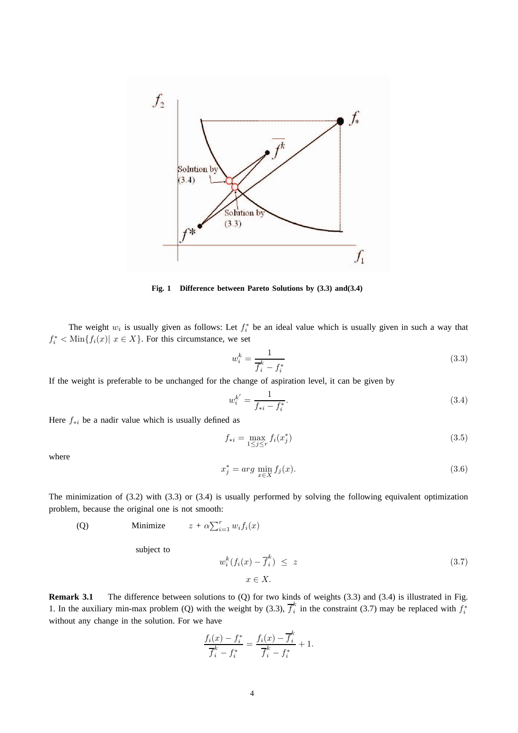Fig. 1 Difference between Pareto Solutions by (3.3) and(3.4)

The weight $w_i$ is usually given as follows: Let $f_i^*$ be an ideal value which is usually given in such a way that $f_i^* < \mathrm{Min}\{f_i(x) |\ x \in X\}$. For this circumstance, we set

$$w_i^k = \frac{1}{\overline{f}_i^k - f_i^*} \tag{3.3}$$

If the weight is preferable to be unchanged for the change of aspiration level, it can be given by

$$w_i^{k'} = \frac{1}{f_{*i} - f_i^*}. \tag{3.4}$$

Here $f_{*i}$ be a nadir value which is usually defined as

$$f_{*i} = \max_{1 \leq j \leq r} f_i(x_j^*) \tag{3.5}$$

where

$$x_j^* = arg \min_{x \in X} f_j(x). \tag{3.6}$$

The minimization of (3.2) with (3.3) or (3.4) is usually performed by solving the following equivalent optimization problem, because the original one is not smooth:

(Q) Minimize $z + \alpha \sum_{i=1}^{r} w_i f_i(x)$

subject to

$$w_i^k (f_i(x) - \overline{f}_i^k) \leq z \tag{3.7}$$

$$x \in X.$$

**Remark 3.1** The difference between solutions to (Q) for two kinds of weights (3.3) and (3.4) is illustrated in Fig. 1. In the auxiliary min-max problem (Q) with the weight by (3.3), $\overline{f}_i^k$ in the constraint (3.7) may be replaced with $f_i^*$ without any change in the solution. For we have

$$\frac{f_i(x) - f_i^*}{\overline{f}_i^k - f_i^*} = \frac{f_i(x) - \overline{f}_i^k}{\overline{f}_i^k - f_i^*} + 1.$$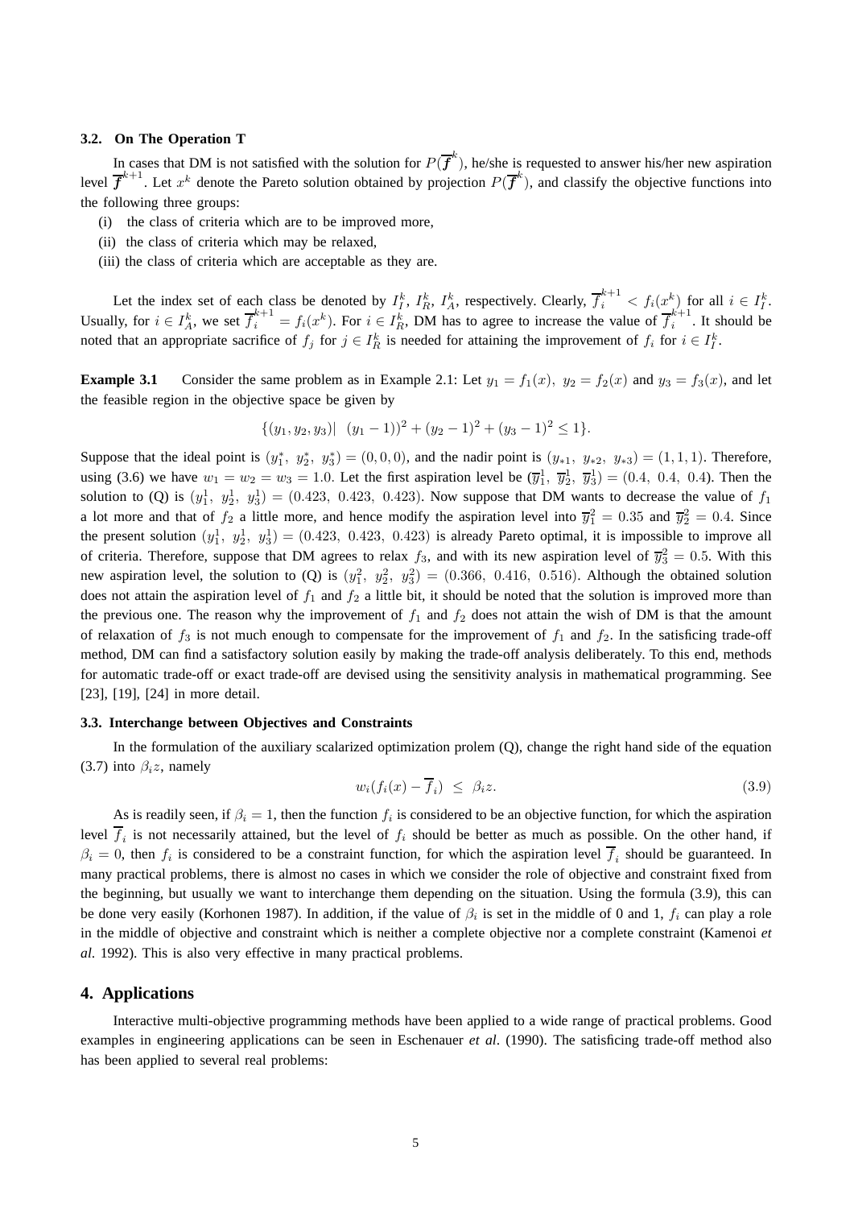### 3.2. On The Operation T

In cases that DM is not satisfied with the solution for $P(\overline{f}^k)$, he/she is requested to answer his/her new aspiration level $\overline{f}^{k+1}$. Let $x^k$ denote the Pareto solution obtained by projection $P(\overline{f}^k)$, and classify the objective functions into the following three groups:

(i) the class of criteria which are to be improved more,

(ii) the class of criteria which may be relaxed,

(iii) the class of criteria which are acceptable as they are.

Let the index set of each class be denoted by $I_I^k$, $I_R^k$, $I_A^k$, respectively. Clearly, $\overline{f}_i^{k+1} < f_i(x^k)$ for all $i \in I_I^k$. Usually, for $i \in I_A^k$, we set $\overline{f}_i^{k+1} = f_i(x^k)$. For $i \in I_R^k$, DM has to agree to increase the value of $\overline{f}_i^{k+1}$. It should be noted that an appropriate sacrifice of $f_j$ for $j \in I_R^k$ is needed for attaining the improvement of $f_i$ for $i \in I_I^k$.

**Example 3.1** Consider the same problem as in Example 2.1: Let $y_1 = f_1(x),\ y_2 = f_2(x)$ and $y_3 = f_3(x)$, and let the feasible region in the objective space be given by

$$\{(y_1, y_2, y_3)|\ \ (y_1 - 1))^2 + (y_2 - 1)^2 + (y_3 - 1)^2 \leq 1\}.$$

Suppose that the ideal point is $(y_1^*,\ y_2^*,\ y_3^*) = (0, 0, 0)$, and the nadir point is $(y_{*1},\ y_{*2},\ y_{*3}) = (1, 1, 1)$. Therefore, using (3.6) we have $w_1 = w_2 = w_3 = 1.0$. Let the first aspiration level be $(\overline{y}_1^1,\ \overline{y}_2^1,\ \overline{y}_3^1) = (0.4,\ 0.4,\ 0.4)$. Then the solution to (Q) is $(y_1^1,\ y_2^1,\ y_3^1) = (0.423,\ 0.423,\ 0.423)$. Now suppose that DM wants to decrease the value of $f_1$ a lot more and that of $f_2$ a little more, and hence modify the aspiration level into $\overline{y}_1^2 = 0.35$ and $\overline{y}_2^2 = 0.4$. Since the present solution $(y_1^1,\ y_2^1,\ y_3^1) = (0.423,\ 0.423,\ 0.423)$ is already Pareto optimal, it is impossible to improve all of criteria. Therefore, suppose that DM agrees to relax $f_3$, and with its new aspiration level of $\overline{y}_3^2 = 0.5$. With this new aspiration level, the solution to (Q) is $(y_1^2,\ y_2^2,\ y_3^2) = (0.366,\ 0.416,\ 0.516)$. Although the obtained solution does not attain the aspiration level of $f_1$ and $f_2$ a little bit, it should be noted that the solution is improved more than the previous one. The reason why the improvement of $f_1$ and $f_2$ does not attain the wish of DM is that the amount of relaxation of $f_3$ is not much enough to compensate for the improvement of $f_1$ and $f_2$. In the satisficing trade-off method, DM can find a satisfactory solution easily by making the trade-off analysis deliberately. To this end, methods for automatic trade-off or exact trade-off are devised using the sensitivity analysis in mathematical programming. See [23], [19], [24] in more detail.

### 3.3. Interchange between Objectives and Constraints

In the formulation of the auxiliary scalarized optimization prolem (Q), change the right hand side of the equation (3.7) into $\beta_i z$, namely

$$w_i(f_i(x) - \overline{f}_i)\ \leq\ \beta_i z. \tag{3.9}$$

As is readily seen, if $\beta_i = 1$, then the function $f_i$ is considered to be an objective function, for which the aspiration level $\overline{f}_i$ is not necessarily attained, but the level of $f_i$ should be better as much as possible. On the other hand, if $\beta_i = 0$, then $f_i$ is considered to be a constraint function, for which the aspiration level $\overline{f}_i$ should be guaranteed. In many practical problems, there is almost no cases in which we consider the role of objective and constraint fixed from the beginning, but usually we want to interchange them depending on the situation. Using the formula (3.9), this can be done very easily (Korhonen 1987). In addition, if the value of $\beta_i$ is set in the middle of 0 and 1, $f_i$ can play a role in the middle of objective and constraint which is neither a complete objective nor a complete constraint (Kamenoi *et al.* 1992). This is also very effective in many practical problems.

## 4. Applications

Interactive multi-objective programming methods have been applied to a wide range of practical problems. Good examples in engineering applications can be seen in Eschenauer *et al*. (1990). The satisficing trade-off method also has been applied to several real problems: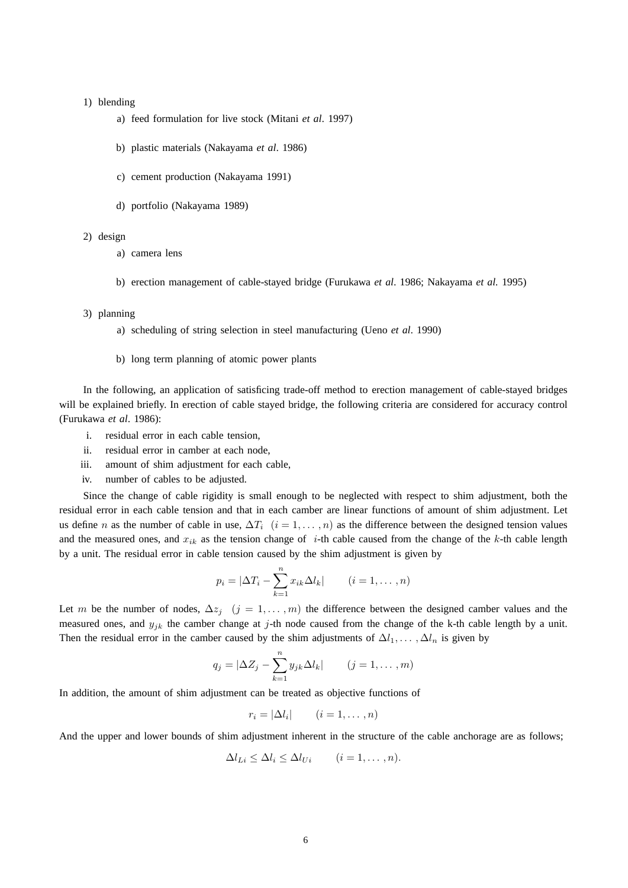1) blending

   a) feed formulation for live stock (Mitani *et al*. 1997)

   b) plastic materials (Nakayama *et al*. 1986)

   c) cement production (Nakayama 1991)

   d) portfolio (Nakayama 1989)

2) design

   a) camera lens

   b) erection management of cable-stayed bridge (Furukawa *et al*. 1986; Nakayama *et al.* 1995)

3) planning

   a) scheduling of string selection in steel manufacturing (Ueno *et al*. 1990)

   b) long term planning of atomic power plants

In the following, an application of satisficing trade-off method to erection management of cable-stayed bridges will be explained briefly. In erection of cable stayed bridge, the following criteria are considered for accuracy control (Furukawa *et al*. 1986):

i. residual error in each cable tension,
ii. residual error in camber at each node,
iii. amount of shim adjustment for each cable,
iv. number of cables to be adjusted.

Since the change of cable rigidity is small enough to be neglected with respect to shim adjustment, both the residual error in each cable tension and that in each camber are linear functions of amount of shim adjustment. Let us define $n$ as the number of cable in use, $\Delta T_i \ \ (i = 1, \dots, n)$ as the difference between the designed tension values and the measured ones, and $x_{ik}$ as the tension change of $i$-th cable caused from the change of the $k$-th cable length by a unit. The residual error in cable tension caused by the shim adjustment is given by

$$p_i = |\Delta T_i - \sum_{k=1}^{n} x_{ik} \Delta l_k| \qquad (i = 1, \dots, n)$$

Let $m$ be the number of nodes, $\Delta z_j \ \ (j = 1, \dots, m)$ the difference between the designed camber values and the measured ones, and $y_{jk}$ the camber change at $j$-th node caused from the change of the k-th cable length by a unit. Then the residual error in the camber caused by the shim adjustments of $\Delta l_1, \dots, \Delta l_n$ is given by

$$q_j = |\Delta Z_j - \sum_{k=1}^{n} y_{jk} \Delta l_k| \qquad (j = 1, \dots, m)$$

In addition, the amount of shim adjustment can be treated as objective functions of

$$r_i = |\Delta l_i| \qquad (i = 1, \dots, n)$$

And the upper and lower bounds of shim adjustment inherent in the structure of the cable anchorage are as follows;

$$\Delta l_{Li} \leq \Delta l_i \leq \Delta l_{Ui} \qquad (i = 1, \dots, n).$$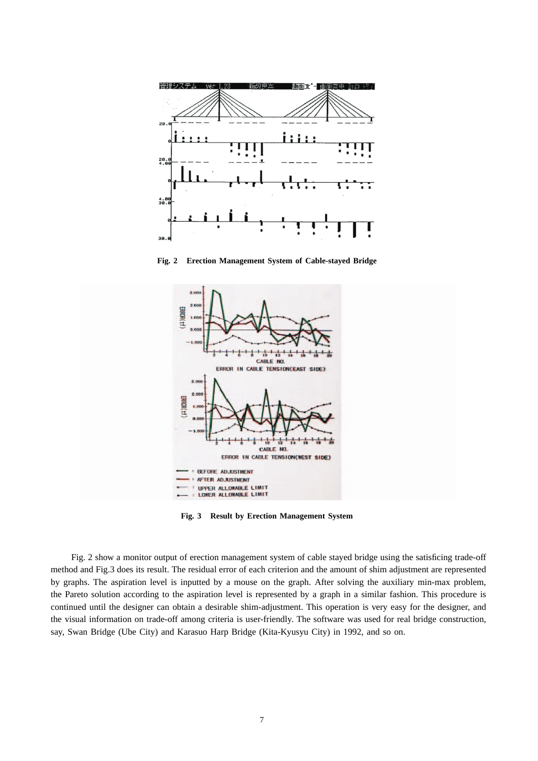**Fig. 2 Erection Management System of Cable-stayed Bridge**

**Fig. 3 Result by Erection Management System**

Fig. 2 show a monitor output of erection management system of cable stayed bridge using the satisficing trade-off method and Fig.3 does its result. The residual error of each criterion and the amount of shim adjustment are represented by graphs. The aspiration level is inputted by a mouse on the graph. After solving the auxiliary min-max problem, the Pareto solution according to the aspiration level is represented by a graph in a similar fashion. This procedure is continued until the designer can obtain a desirable shim-adjustment. This operation is very easy for the designer, and the visual information on trade-off among criteria is user-friendly. The software was used for real bridge construction, say, Swan Bridge (Ube City) and Karasuo Harp Bridge (Kita-Kyusyu City) in 1992, and so on.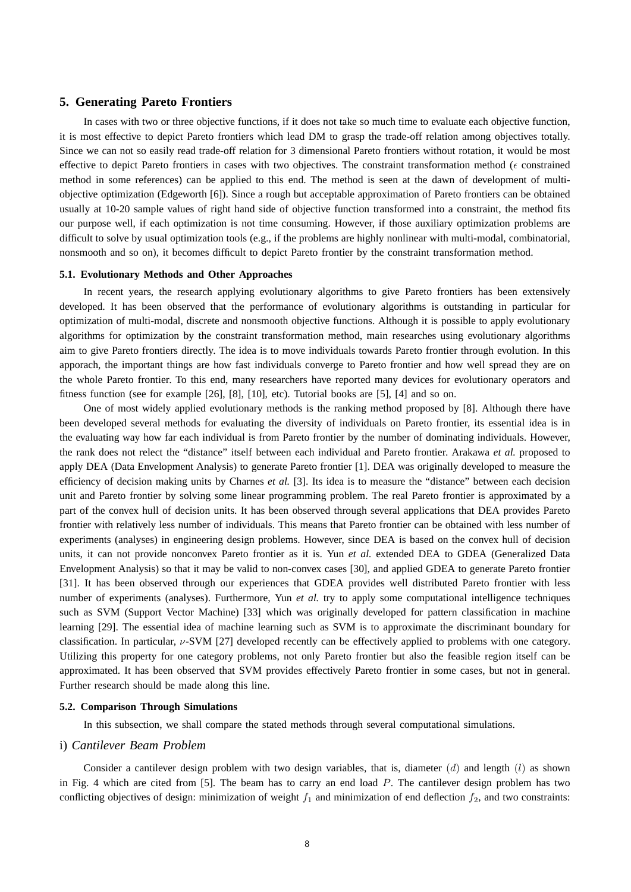## 5. Generating Pareto Frontiers

In cases with two or three objective functions, if it does not take so much time to evaluate each objective function, it is most effective to depict Pareto frontiers which lead DM to grasp the trade-off relation among objectives totally. Since we can not so easily read trade-off relation for 3 dimensional Pareto frontiers without rotation, it would be most effective to depict Pareto frontiers in cases with two objectives. The constraint transformation method ($\epsilon$ constrained method in some references) can be applied to this end. The method is seen at the dawn of development of multi-objective optimization (Edgeworth [6]). Since a rough but acceptable approximation of Pareto frontiers can be obtained usually at 10-20 sample values of right hand side of objective function transformed into a constraint, the method fits our purpose well, if each optimization is not time consuming. However, if those auxiliary optimization problems are difficult to solve by usual optimization tools (e.g., if the problems are highly nonlinear with multi-modal, combinatorial, nonsmooth and so on), it becomes difficult to depict Pareto frontier by the constraint transformation method.

### 5.1. Evolutionary Methods and Other Approaches

In recent years, the research applying evolutionary algorithms to give Pareto frontiers has been extensively developed. It has been observed that the performance of evolutionary algorithms is outstanding in particular for optimization of multi-modal, discrete and nonsmooth objective functions. Although it is possible to apply evolutionary algorithms for optimization by the constraint transformation method, main researches using evolutionary algorithms aim to give Pareto frontiers directly. The idea is to move individuals towards Pareto frontier through evolution. In this apporach, the important things are how fast individuals converge to Pareto frontier and how well spread they are on the whole Pareto frontier. To this end, many researchers have reported many devices for evolutionary operators and fitness function (see for example [26], [8], [10], etc). Tutorial books are [5], [4] and so on.

One of most widely applied evolutionary methods is the ranking method proposed by [8]. Although there have been developed several methods for evaluating the diversity of individuals on Pareto frontier, its essential idea is in the evaluating way how far each individual is from Pareto frontier by the number of dominating individuals. However, the rank does not relect the "distance" itself between each individual and Pareto frontier. Arakawa *et al.* proposed to apply DEA (Data Envelopment Analysis) to generate Pareto frontier [1]. DEA was originally developed to measure the efficiency of decision making units by Charnes *et al.* [3]. Its idea is to measure the "distance" between each decision unit and Pareto frontier by solving some linear programming problem. The real Pareto frontier is approximated by a part of the convex hull of decision units. It has been observed through several applications that DEA provides Pareto frontier with relatively less number of individuals. This means that Pareto frontier can be obtained with less number of experiments (analyses) in engineering design problems. However, since DEA is based on the convex hull of decision units, it can not provide nonconvex Pareto frontier as it is. Yun *et al.* extended DEA to GDEA (Generalized Data Envelopment Analysis) so that it may be valid to non-convex cases [30], and applied GDEA to generate Pareto frontier [31]. It has been observed through our experiences that GDEA provides well distributed Pareto frontier with less number of experiments (analyses). Furthermore, Yun *et al.* try to apply some computational intelligence techniques such as SVM (Support Vector Machine) [33] which was originally developed for pattern classification in machine learning [29]. The essential idea of machine learning such as SVM is to approximate the discriminant boundary for classification. In particular, $\nu$-SVM [27] developed recently can be effectively applied to problems with one category. Utilizing this property for one category problems, not only Pareto frontier but also the feasible region itself can be approximated. It has been observed that SVM provides effectively Pareto frontier in some cases, but not in general. Further research should be made along this line.

### 5.2. Comparison Through Simulations

In this subsection, we shall compare the stated methods through several computational simulations.

#### i) *Cantilever Beam Problem*

Consider a cantilever design problem with two design variables, that is, diameter $(d)$ and length $(l)$ as shown in Fig. 4 which are cited from [5]. The beam has to carry an end load $P$. The cantilever design problem has two conflicting objectives of design: minimization of weight $f_1$ and minimization of end deflection $f_2$, and two constraints: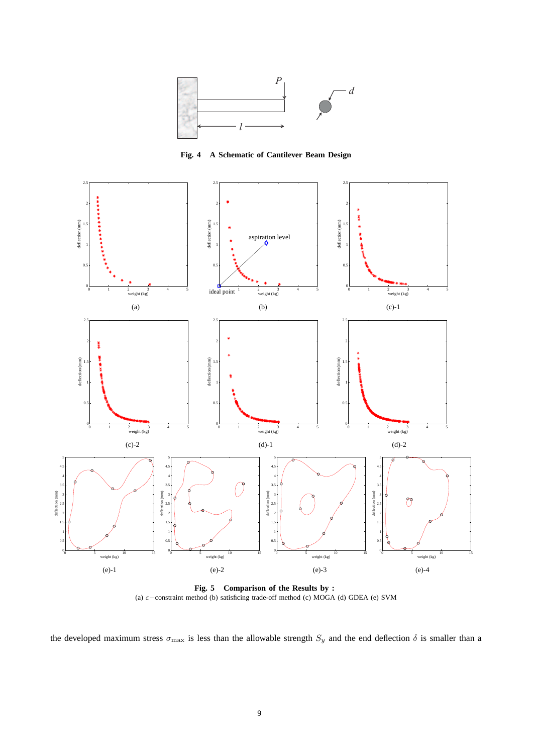**Fig. 4 A Schematic of Cantilever Beam Design**

**Fig. 5 Comparison of the Results by :**
(a) $\varepsilon-$constraint method (b) satisficing trade-off method (c) MOGA (d) GDEA (e) SVM

the developed maximum stress $\sigma_{\max}$ is less than the allowable strength $S_y$ and the end deflection $\delta$ is smaller than a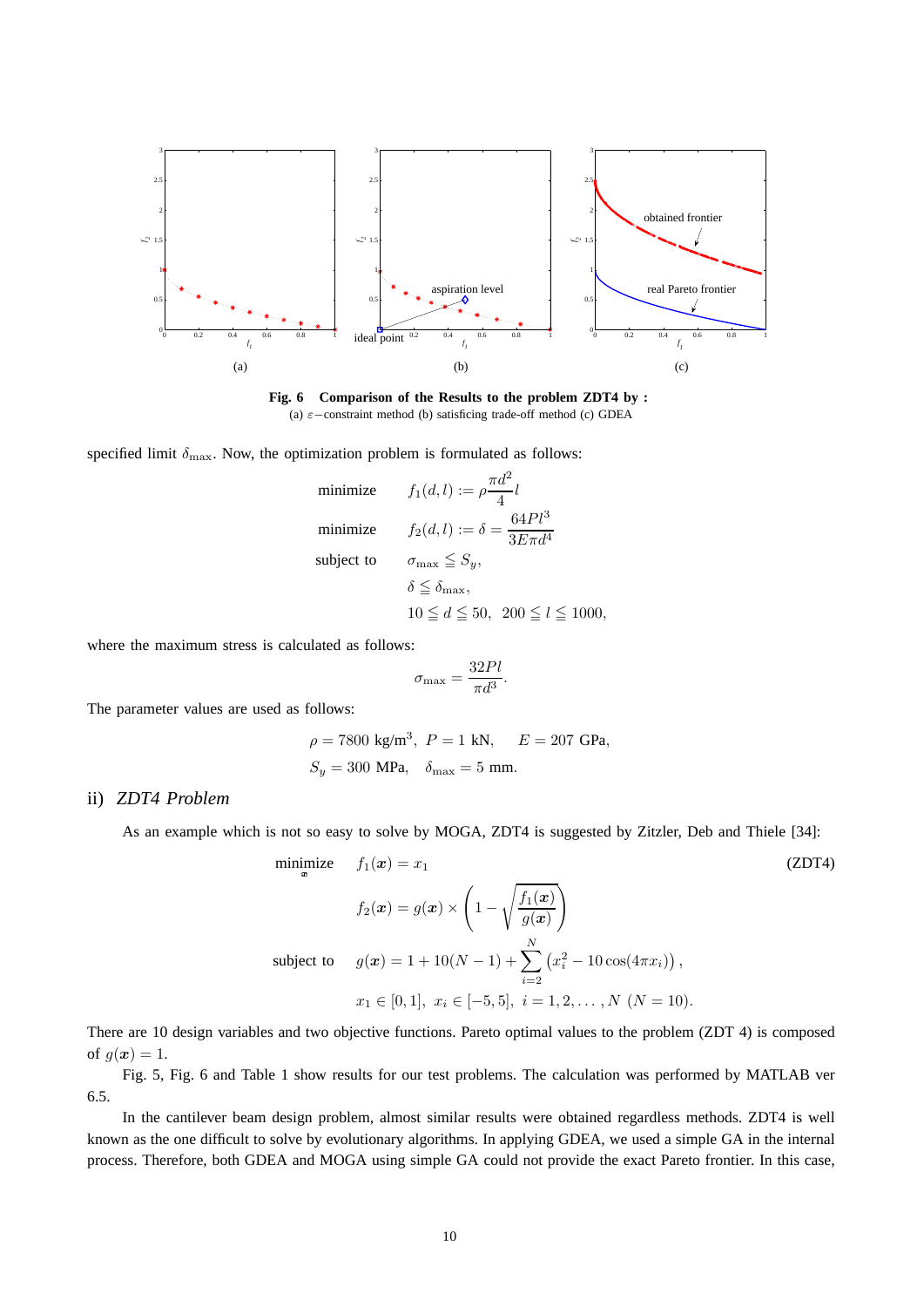**Fig. 6 Comparison of the Results to the problem ZDT4 by :**
(a) $\varepsilon$−constraint method (b) satisficing trade-off method (c) GDEA

specified limit $\delta_{\max}$. Now, the optimization problem is formulated as follows:

$$
\begin{aligned}
\text{minimize} \quad & f_1(d,l) := \rho \frac{\pi d^2}{4} l \\
\text{minimize} \quad & f_2(d,l) := \delta = \frac{64Pl^3}{3E\pi d^4} \\
\text{subject to} \quad & \sigma_{\max} \leqq S_y, \\
& \delta \leqq \delta_{\max}, \\
& 10 \leqq d \leqq 50, \quad 200 \leqq l \leqq 1000,
\end{aligned}
$$

where the maximum stress is calculated as follows:

$$
\sigma_{\max} = \frac{32Pl}{\pi d^3}.
$$

The parameter values are used as follows:

$$
\begin{aligned}
& \rho = 7800 \text{ kg/m}^3, \;\; P = 1 \text{ kN}, \quad\; E = 207 \text{ GPa}, \\
& S_y = 300 \text{ MPa}, \quad \delta_{\max} = 5 \text{ mm}.
\end{aligned}
$$

### ii) *ZDT4 Problem*

As an example which is not so easy to solve by MOGA, ZDT4 is suggested by Zitzler, Deb and Thiele [34]:

$$
\begin{aligned}
\underset{\boldsymbol{x}}{\text{minimize}} \quad & f_1(\boldsymbol{x}) = x_1 \qquad\qquad \text{(ZDT4)} \\
& f_2(\boldsymbol{x}) = g(\boldsymbol{x}) \times \left(1 - \sqrt{\frac{f_1(\boldsymbol{x})}{g(\boldsymbol{x})}}\right) \\
\text{subject to} \quad & g(\boldsymbol{x}) = 1 + 10(N-1) + \sum_{i=2}^{N} \left(x_i^2 - 10\cos(4\pi x_i)\right), \\
& x_1 \in [0,1], \;\; x_i \in [-5,5], \;\; i = 1,2,\ldots,N \;\; (N=10).
\end{aligned}
$$

There are 10 design variables and two objective functions. Pareto optimal values to the problem (ZDT 4) is composed of $g(\boldsymbol{x}) = 1$.

Fig. 5, Fig. 6 and Table 1 show results for our test problems. The calculation was performed by MATLAB ver 6.5.

In the cantilever beam design problem, almost similar results were obtained regardless methods. ZDT4 is well known as the one difficult to solve by evolutionary algorithms. In applying GDEA, we used a simple GA in the internal process. Therefore, both GDEA and MOGA using simple GA could not provide the exact Pareto frontier. In this case,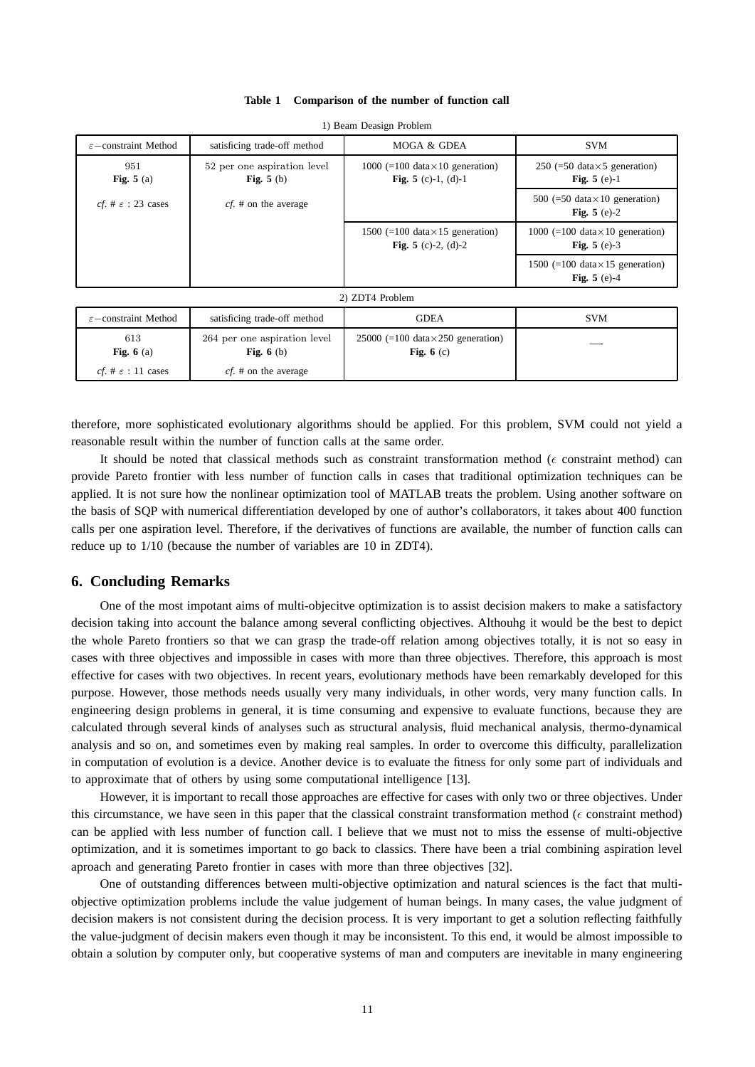**Table 1 Comparison of the number of function call**

1) Beam Deasign Problem

| $\varepsilon$−constraint Method | satisficing trade-off method | MOGA & GDEA | SVM |
|---|---|---|---|
| 951 **Fig. 5** (a) | 52 per one aspiration level **Fig. 5** (b) | 1000 (=100 data×10 generation) **Fig. 5** (c)-1, (d)-1 | 250 (=50 data×5 generation) **Fig. 5** (e)-1 |
| *cf.* # $\varepsilon$ : 23 cases | *cf.* # on the average | | 500 (=50 data×10 generation) **Fig. 5** (e)-2 |
| | | 1500 (=100 data×15 generation) **Fig. 5** (c)-2, (d)-2 | 1000 (=100 data×10 generation) **Fig. 5** (e)-3 |
| | | | 1500 (=100 data×15 generation) **Fig. 5** (e)-4 |

2) ZDT4 Problem

| $\varepsilon$−constraint Method | satisficing trade-off method | GDEA | SVM |
|---|---|---|---|
| 613 **Fig. 6** (a) | 264 per one aspiration level **Fig. 6** (b) | 25000 (=100 data×250 generation) **Fig. 6** (c) | — |
| *cf.* # $\varepsilon$ : 11 cases | *cf.* # on the average | | |

therefore, more sophisticated evolutionary algorithms should be applied. For this problem, SVM could not yield a reasonable result within the number of function calls at the same order.

It should be noted that classical methods such as constraint transformation method ($\epsilon$ constraint method) can provide Pareto frontier with less number of function calls in cases that traditional optimization techniques can be applied. It is not sure how the nonlinear optimization tool of MATLAB treats the problem. Using another software on the basis of SQP with numerical differentiation developed by one of author's collaborators, it takes about 400 function calls per one aspiration level. Therefore, if the derivatives of functions are available, the number of function calls can reduce up to 1/10 (because the number of variables are 10 in ZDT4).

## 6. Concluding Remarks

One of the most impotant aims of multi-objecitve optimization is to assist decision makers to make a satisfactory decision taking into account the balance among several conflicting objectives. Althouhg it would be the best to depict the whole Pareto frontiers so that we can grasp the trade-off relation among objectives totally, it is not so easy in cases with three objectives and impossible in cases with more than three objectives. Therefore, this approach is most effective for cases with two objectives. In recent years, evolutionary methods have been remarkably developed for this purpose. However, those methods needs usually very many individuals, in other words, very many function calls. In engineering design problems in general, it is time consuming and expensive to evaluate functions, because they are calculated through several kinds of analyses such as structural analysis, fluid mechanical analysis, thermo-dynamical analysis and so on, and sometimes even by making real samples. In order to overcome this difficulty, parallelization in computation of evolution is a device. Another device is to evaluate the fitness for only some part of individuals and to approximate that of others by using some computational intelligence [13].

However, it is important to recall those approaches are effective for cases with only two or three objectives. Under this circumstance, we have seen in this paper that the classical constraint transformation method ($\epsilon$ constraint method) can be applied with less number of function call. I believe that we must not to miss the essense of multi-objective optimization, and it is sometimes important to go back to classics. There have been a trial combining aspiration level aproach and generating Pareto frontier in cases with more than three objectives [32].

One of outstanding differences between multi-objective optimization and natural sciences is the fact that multi-objective optimization problems include the value judgement of human beings. In many cases, the value judgment of decision makers is not consistent during the decision process. It is very important to get a solution reflecting faithfully the value-judgment of decisin makers even though it may be inconsistent. To this end, it would be almost impossible to obtain a solution by computer only, but cooperative systems of man and computers are inevitable in many engineering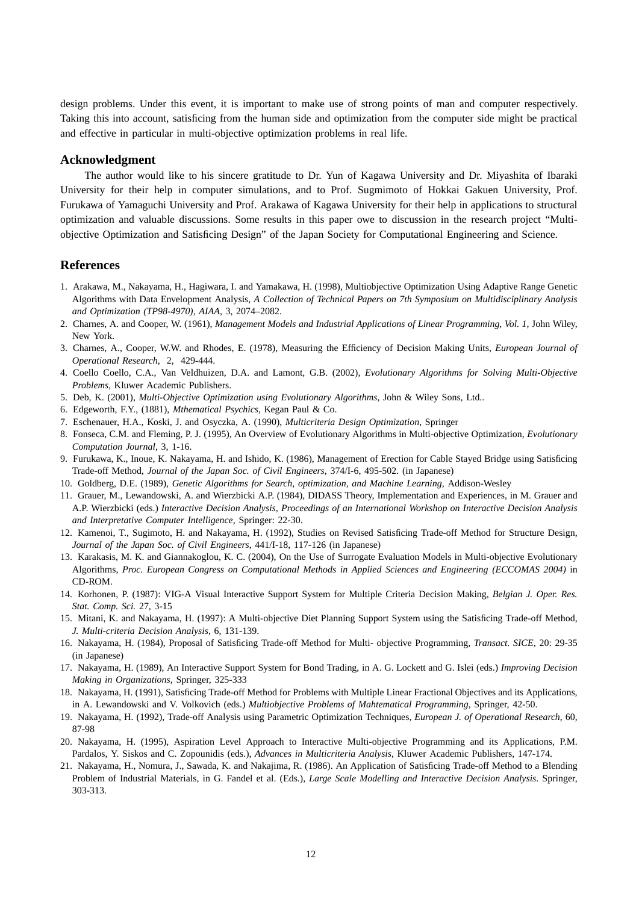design problems. Under this event, it is important to make use of strong points of man and computer respectively. Taking this into account, satisficing from the human side and optimization from the computer side might be practical and effective in particular in multi-objective optimization problems in real life.

## Acknowledgment

The author would like to his sincere gratitude to Dr. Yun of Kagawa University and Dr. Miyashita of Ibaraki University for their help in computer simulations, and to Prof. Sugmimoto of Hokkai Gakuen University, Prof. Furukawa of Yamaguchi University and Prof. Arakawa of Kagawa University for their help in applications to structural optimization and valuable discussions. Some results in this paper owe to discussion in the research project "Multi-objective Optimization and Satisficing Design" of the Japan Society for Computational Engineering and Science.

## References

1. Arakawa, M., Nakayama, H., Hagiwara, I. and Yamakawa, H. (1998), Multiobjective Optimization Using Adaptive Range Genetic Algorithms with Data Envelopment Analysis, *A Collection of Technical Papers on 7th Symposium on Multidisciplinary Analysis and Optimization (TP98-4970), AIAA*, 3, 2074–2082.
2. Charnes, A. and Cooper, W. (1961), *Management Models and Industrial Applications of Linear Programming, Vol. 1*, John Wiley, New York.
3. Charnes, A., Cooper, W.W. and Rhodes, E. (1978), Measuring the Efficiency of Decision Making Units, *European Journal of Operational Research*, 2, 429-444.
4. Coello Coello, C.A., Van Veldhuizen, D.A. and Lamont, G.B. (2002), *Evolutionary Algorithms for Solving Multi-Objective Problems*, Kluwer Academic Publishers.
5. Deb, K. (2001), *Multi-Objective Optimization using Evolutionary Algorithms*, John & Wiley Sons, Ltd..
6. Edgeworth, F.Y., (1881), *Mthematical Psychics*, Kegan Paul & Co.
7. Eschenauer, H.A., Koski, J. and Osyczka, A. (1990), *Multicriteria Design Optimization*, Springer
8. Fonseca, C.M. and Fleming, P. J. (1995), An Overview of Evolutionary Algorithms in Multi-objective Optimization, *Evolutionary Computation Journal*, 3, 1-16.
9. Furukawa, K., Inoue, K. Nakayama, H. and Ishido, K. (1986), Management of Erection for Cable Stayed Bridge using Satisficing Trade-off Method, *Journal of the Japan Soc. of Civil Engineers*, 374/I-6, 495-502. (in Japanese)
10. Goldberg, D.E. (1989), *Genetic Algorithms for Search, optimization, and Machine Learning*, Addison-Wesley
11. Grauer, M., Lewandowski, A. and Wierzbicki A.P. (1984), DIDASS Theory, Implementation and Experiences, in M. Grauer and A.P. Wierzbicki (eds.) *Interactive Decision Analysis, Proceedings of an International Workshop on Interactive Decision Analysis and Interpretative Computer Intelligence*, Springer: 22-30.
12. Kamenoi, T., Sugimoto, H. and Nakayama, H. (1992), Studies on Revised Satisficing Trade-off Method for Structure Design, *Journal of the Japan Soc. of Civil Engineers*, 441/I-18, 117-126 (in Japanese)
13. Karakasis, M. K. and Giannakoglou, K. C. (2004), On the Use of Surrogate Evaluation Models in Multi-objective Evolutionary Algorithms, *Proc. European Congress on Computational Methods in Applied Sciences and Engineering (ECCOMAS 2004)* in CD-ROM.
14. Korhonen, P. (1987): VIG-A Visual Interactive Support System for Multiple Criteria Decision Making, *Belgian J. Oper. Res. Stat. Comp. Sci.* 27, 3-15
15. Mitani, K. and Nakayama, H. (1997): A Multi-objective Diet Planning Support System using the Satisficing Trade-off Method, *J. Multi-criteria Decision Analysis*, 6, 131-139.
16. Nakayama, H. (1984), Proposal of Satisficing Trade-off Method for Multi- objective Programming, *Transact. SICE*, 20: 29-35 (in Japanese)
17. Nakayama, H. (1989), An Interactive Support System for Bond Trading, in A. G. Lockett and G. Islei (eds.) *Improving Decision Making in Organizations*, Springer, 325-333
18. Nakayama, H. (1991), Satisficing Trade-off Method for Problems with Multiple Linear Fractional Objectives and its Applications, in A. Lewandowski and V. Volkovich (eds.) *Multiobjective Problems of Mahtematical Programming*, Springer, 42-50.
19. Nakayama, H. (1992), Trade-off Analysis using Parametric Optimization Techniques, *European J. of Operational Research*, 60, 87-98
20. Nakayama, H. (1995), Aspiration Level Approach to Interactive Multi-objective Programming and its Applications, P.M. Pardalos, Y. Siskos and C. Zopounidis (eds.), *Advances in Multicriteria Analysis*, Kluwer Academic Publishers, 147-174.
21. Nakayama, H., Nomura, J., Sawada, K. and Nakajima, R. (1986). An Application of Satisficing Trade-off Method to a Blending Problem of Industrial Materials, in G. Fandel et al. (Eds.), *Large Scale Modelling and Interactive Decision Analysis*. Springer, 303-313.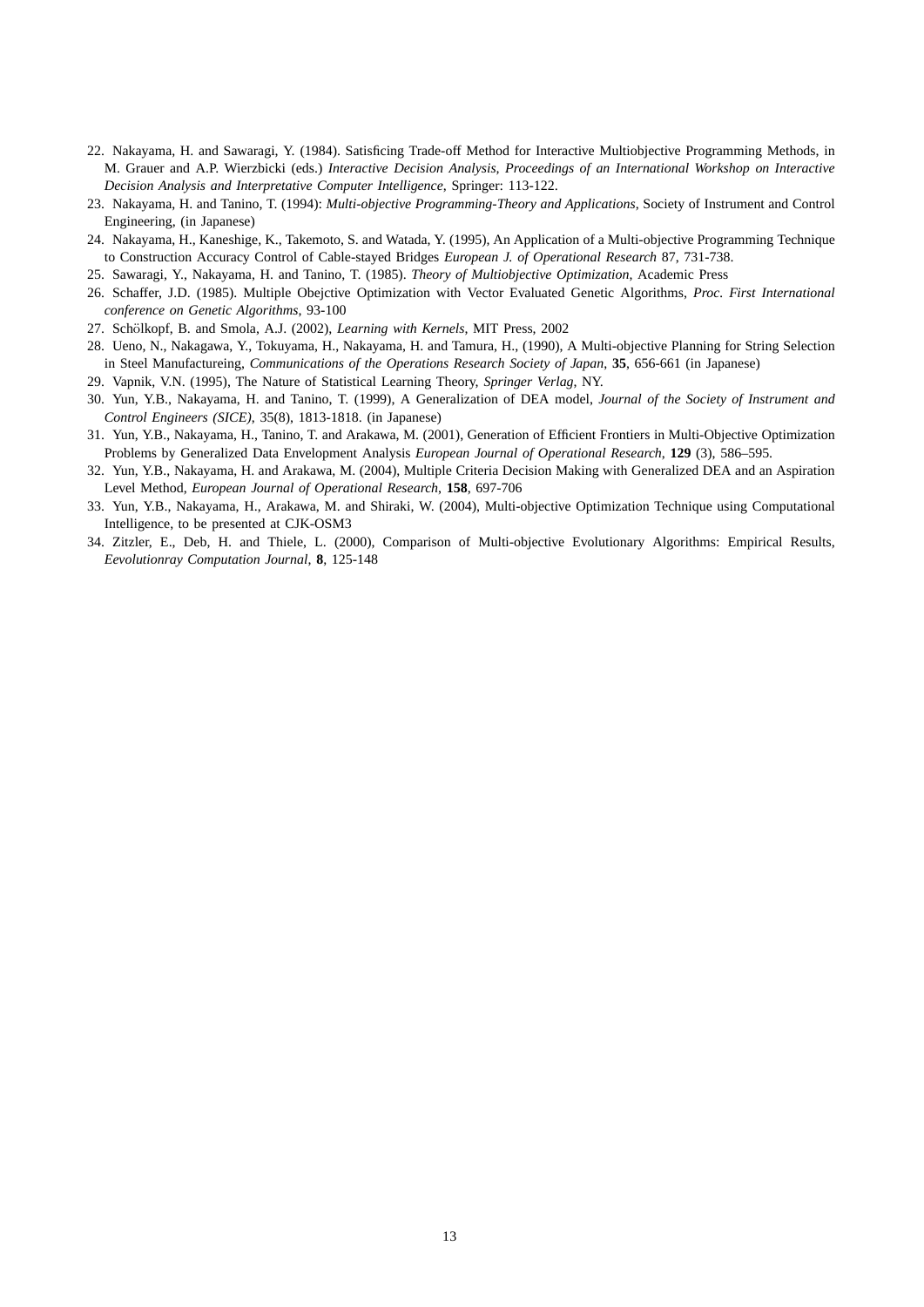22. Nakayama, H. and Sawaragi, Y. (1984). Satisficing Trade-off Method for Interactive Multiobjective Programming Methods, in M. Grauer and A.P. Wierzbicki (eds.) *Interactive Decision Analysis, Proceedings of an International Workshop on Interactive Decision Analysis and Interpretative Computer Intelligence*, Springer: 113-122.
23. Nakayama, H. and Tanino, T. (1994): *Multi-objective Programming-Theory and Applications*, Society of Instrument and Control Engineering, (in Japanese)
24. Nakayama, H., Kaneshige, K., Takemoto, S. and Watada, Y. (1995), An Application of a Multi-objective Programming Technique to Construction Accuracy Control of Cable-stayed Bridges *European J. of Operational Research* 87, 731-738.
25. Sawaragi, Y., Nakayama, H. and Tanino, T. (1985). *Theory of Multiobjective Optimization*, Academic Press
26. Schaffer, J.D. (1985). Multiple Obejctive Optimization with Vector Evaluated Genetic Algorithms, *Proc. First International conference on Genetic Algorithms*, 93-100
27. Schölkopf, B. and Smola, A.J. (2002), *Learning with Kernels*, MIT Press, 2002
28. Ueno, N., Nakagawa, Y., Tokuyama, H., Nakayama, H. and Tamura, H., (1990), A Multi-objective Planning for String Selection in Steel Manufactureing, *Communications of the Operations Research Society of Japan*, **35**, 656-661 (in Japanese)
29. Vapnik, V.N. (1995), The Nature of Statistical Learning Theory, *Springer Verlag*, NY.
30. Yun, Y.B., Nakayama, H. and Tanino, T. (1999), A Generalization of DEA model, *Journal of the Society of Instrument and Control Engineers (SICE)*, 35(8), 1813-1818. (in Japanese)
31. Yun, Y.B., Nakayama, H., Tanino, T. and Arakawa, M. (2001), Generation of Efficient Frontiers in Multi-Objective Optimization Problems by Generalized Data Envelopment Analysis *European Journal of Operational Research*, **129** (3), 586–595.
32. Yun, Y.B., Nakayama, H. and Arakawa, M. (2004), Multiple Criteria Decision Making with Generalized DEA and an Aspiration Level Method, *European Journal of Operational Research*, **158**, 697-706
33. Yun, Y.B., Nakayama, H., Arakawa, M. and Shiraki, W. (2004), Multi-objective Optimization Technique using Computational Intelligence, to be presented at CJK-OSM3
34. Zitzler, E., Deb, H. and Thiele, L. (2000), Comparison of Multi-objective Evolutionary Algorithms: Empirical Results, *Eevolutionray Computation Journal*, **8**, 125-148